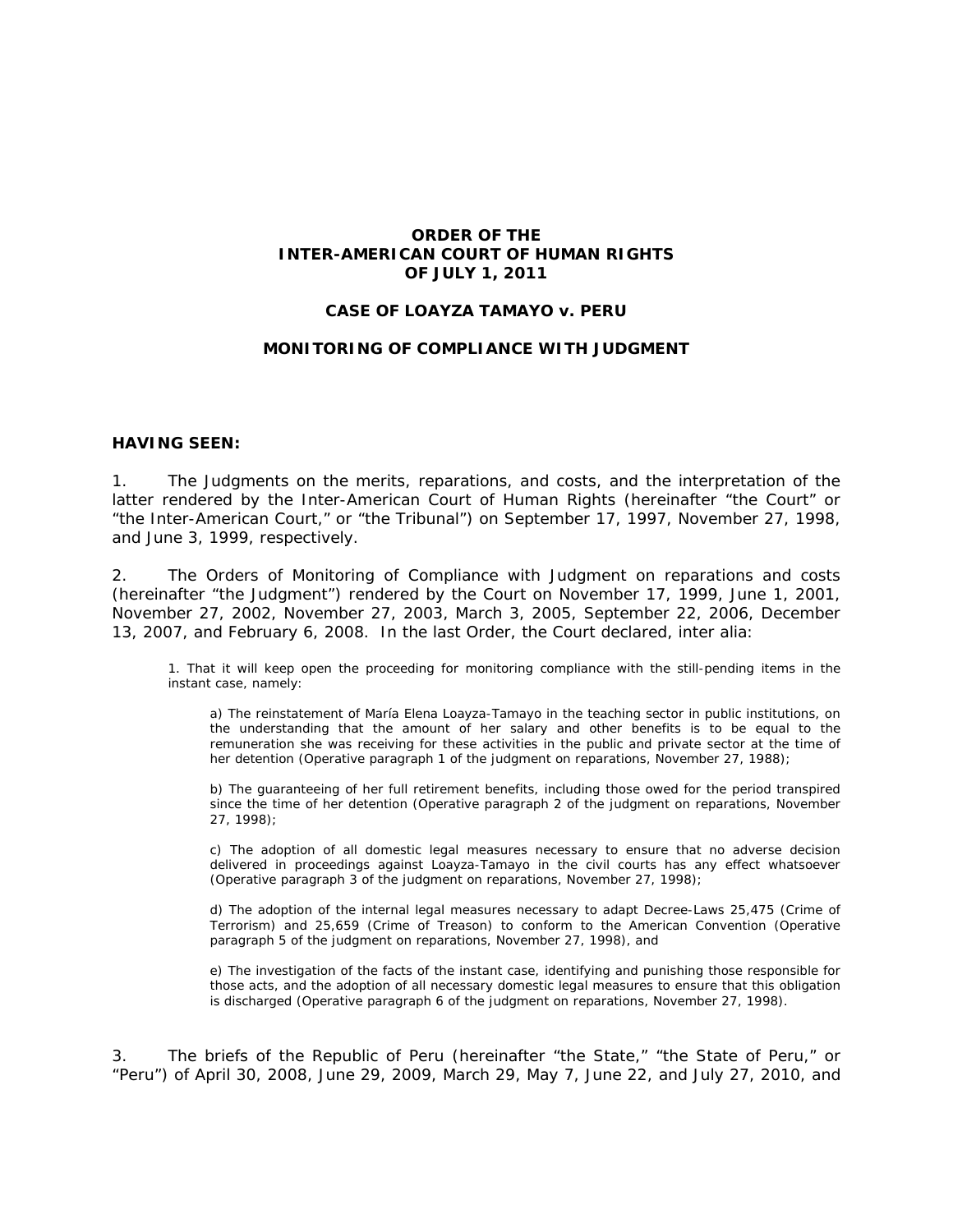**ORDER OF THE**
**INTER-AMERICAN COURT OF HUMAN RIGHTS**
**OF JULY 1, 2011**

**CASE OF LOAYZA TAMAYO v. PERU**

**MONITORING OF COMPLIANCE WITH JUDGMENT**

**HAVING SEEN:**

1. The Judgments on the merits, reparations, and costs, and the interpretation of the latter rendered by the Inter-American Court of Human Rights (hereinafter "the Court" or "the Inter-American Court," or "the Tribunal") on September 17, 1997, November 27, 1998, and June 3, 1999, respectively.

2. The Orders of Monitoring of Compliance with Judgment on reparations and costs (hereinafter "the Judgment") rendered by the Court on November 17, 1999, June 1, 2001, November 27, 2002, November 27, 2003, March 3, 2005, September 22, 2006, December 13, 2007, and February 6, 2008. In the last Order, the Court declared, inter alia:

> 1. That it will keep open the proceeding for monitoring compliance with the still-pending items in the instant case, namely:
>
> > a) The reinstatement of María Elena Loayza-Tamayo in the teaching sector in public institutions, on the understanding that the amount of her salary and other benefits is to be equal to the remuneration she was receiving for these activities in the public and private sector at the time of her detention (Operative paragraph 1 of the judgment on reparations, November 27, 1988);
> >
> > b) The guaranteeing of her full retirement benefits, including those owed for the period transpired since the time of her detention (Operative paragraph 2 of the judgment on reparations, November 27, 1998);
> >
> > c) The adoption of all domestic legal measures necessary to ensure that no adverse decision delivered in proceedings against Loayza-Tamayo in the civil courts has any effect whatsoever (Operative paragraph 3 of the judgment on reparations, November 27, 1998);
> >
> > d) The adoption of the internal legal measures necessary to adapt Decree-Laws 25,475 (Crime of Terrorism) and 25,659 (Crime of Treason) to conform to the American Convention (Operative paragraph 5 of the judgment on reparations, November 27, 1998), and
> >
> > e) The investigation of the facts of the instant case, identifying and punishing those responsible for those acts, and the adoption of all necessary domestic legal measures to ensure that this obligation is discharged (Operative paragraph 6 of the judgment on reparations, November 27, 1998).

3. The briefs of the Republic of Peru (hereinafter "the State," "the State of Peru," or "Peru") of April 30, 2008, June 29, 2009, March 29, May 7, June 22, and July 27, 2010, and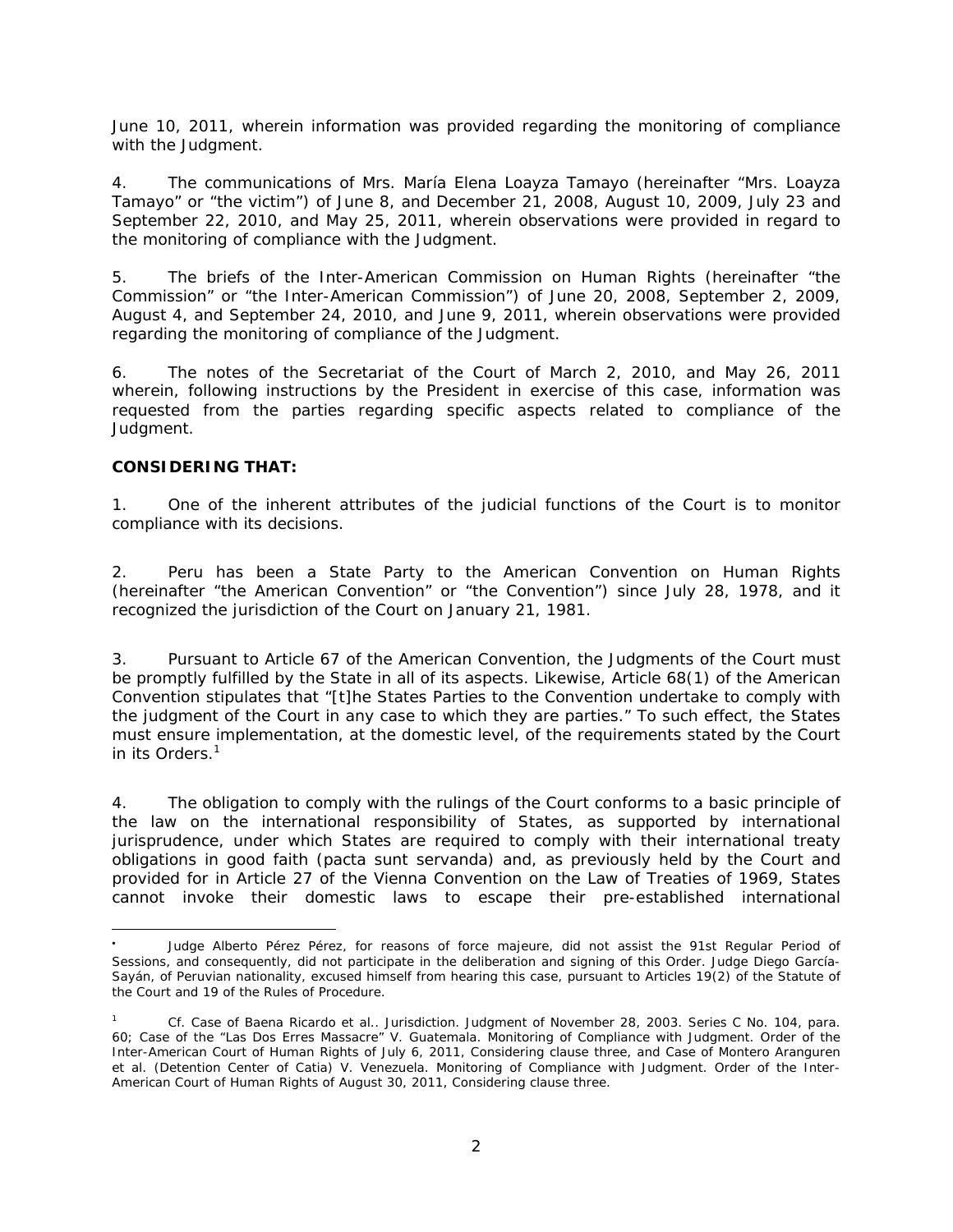June 10, 2011, wherein information was provided regarding the monitoring of compliance with the Judgment.

4. The communications of Mrs. María Elena Loayza Tamayo (hereinafter "Mrs. Loayza Tamayo" or "the victim") of June 8, and December 21, 2008, August 10, 2009, July 23 and September 22, 2010, and May 25, 2011, wherein observations were provided in regard to the monitoring of compliance with the Judgment.

5. The briefs of the Inter-American Commission on Human Rights (hereinafter "the Commission" or "the Inter-American Commission") of June 20, 2008, September 2, 2009, August 4, and September 24, 2010, and June 9, 2011, wherein observations were provided regarding the monitoring of compliance of the Judgment.

6. The notes of the Secretariat of the Court of March 2, 2010, and May 26, 2011 wherein, following instructions by the President in exercise of this case, information was requested from the parties regarding specific aspects related to compliance of the Judgment.

**CONSIDERING THAT:**

1. One of the inherent attributes of the judicial functions of the Court is to monitor compliance with its decisions.

2. Peru has been a State Party to the American Convention on Human Rights (hereinafter "the American Convention" or "the Convention") since July 28, 1978, and it recognized the jurisdiction of the Court on January 21, 1981.

3. Pursuant to Article 67 of the American Convention, the Judgments of the Court must be promptly fulfilled by the State in all of its aspects. Likewise, Article 68(1) of the American Convention stipulates that "[t]he States Parties to the Convention undertake to comply with the judgment of the Court in any case to which they are parties." To such effect, the States must ensure implementation, at the domestic level, of the requirements stated by the Court in its Orders.[1]

4. The obligation to comply with the rulings of the Court conforms to a basic principle of the law on the international responsibility of States, as supported by international jurisprudence, under which States are required to comply with their international treaty obligations in good faith (pacta sunt servanda) and, as previously held by the Court and provided for in Article 27 of the Vienna Convention on the Law of Treaties of 1969, States cannot invoke their domestic laws to escape their pre-established international

---

• Judge Alberto Pérez Pérez, for reasons of force majeure, did not assist the 91st Regular Period of Sessions, and consequently, did not participate in the deliberation and signing of this Order. Judge Diego García-Sayán, of Peruvian nationality, excused himself from hearing this case, pursuant to Articles 19(2) of the Statute of the Court and 19 of the Rules of Procedure.

[1] Cf. Case of Baena Ricardo et al.. Jurisdiction. Judgment of November 28, 2003. Series C No. 104, para. 60; Case of the "Las Dos Erres Massacre" V. Guatemala. Monitoring of Compliance with Judgment. Order of the Inter-American Court of Human Rights of July 6, 2011, Considering clause three, and Case of Montero Aranguren et al. (Detention Center of Catia) V. Venezuela. Monitoring of Compliance with Judgment. Order of the Inter-American Court of Human Rights of August 30, 2011, Considering clause three.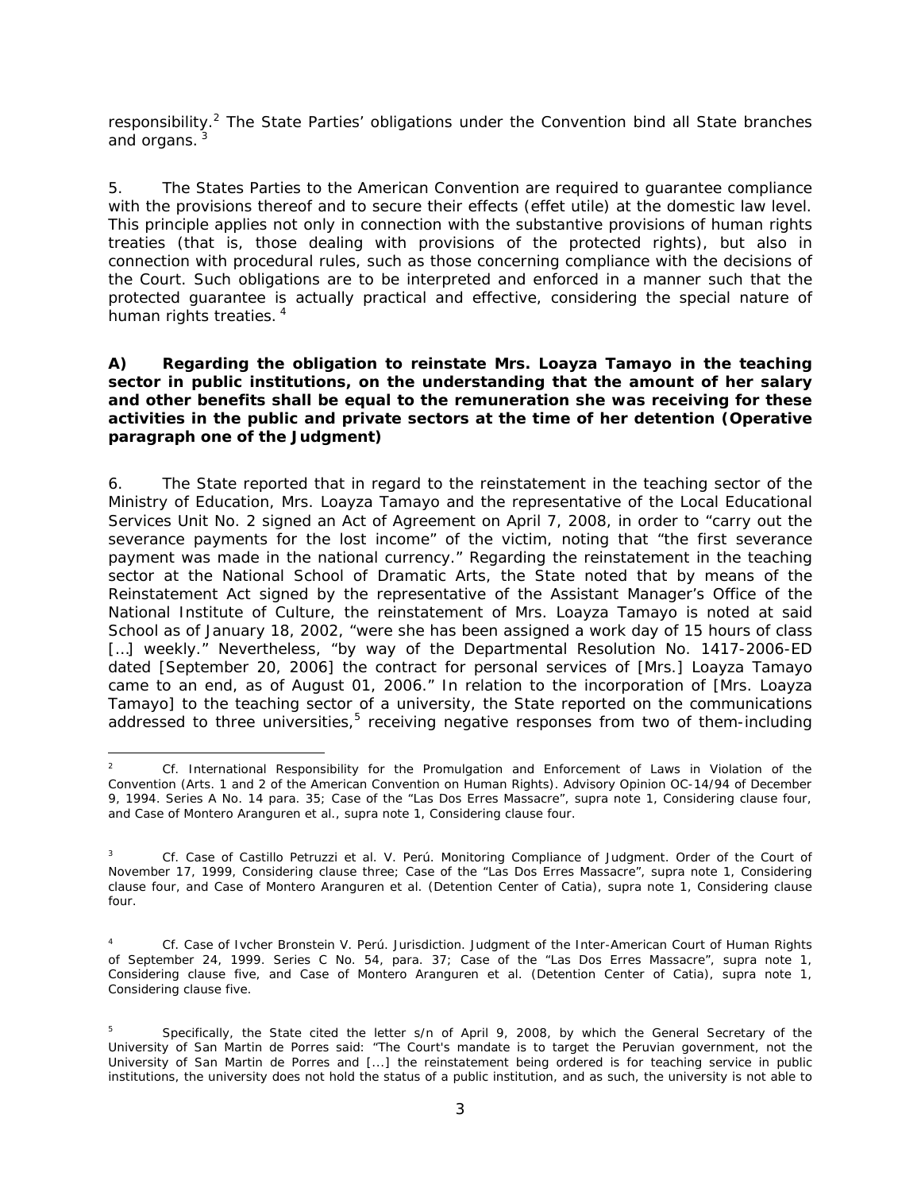responsibility.[2] The State Parties' obligations under the Convention bind all State branches and organs. [3]

5. The States Parties to the American Convention are required to guarantee compliance with the provisions thereof and to secure their effects (effet utile) at the domestic law level. This principle applies not only in connection with the substantive provisions of human rights treaties (that is, those dealing with provisions of the protected rights), but also in connection with procedural rules, such as those concerning compliance with the decisions of the Court. Such obligations are to be interpreted and enforced in a manner such that the protected guarantee is actually practical and effective, considering the special nature of human rights treaties. [4]

**A) Regarding the obligation to reinstate Mrs. Loayza Tamayo in the teaching sector in public institutions, on the understanding that the amount of her salary and other benefits shall be equal to the remuneration she was receiving for these activities in the public and private sectors at the time of her detention (Operative paragraph one of the Judgment)**

6. The State reported that in regard to the reinstatement in the teaching sector of the Ministry of Education, Mrs. Loayza Tamayo and the representative of the Local Educational Services Unit No. 2 signed an Act of Agreement on April 7, 2008, in order to "carry out the severance payments for the lost income" of the victim, noting that "the first severance payment was made in the national currency." Regarding the reinstatement in the teaching sector at the National School of Dramatic Arts, the State noted that by means of the Reinstatement Act signed by the representative of the Assistant Manager's Office of the National Institute of Culture, the reinstatement of Mrs. Loayza Tamayo is noted at said School as of January 18, 2002, "were she has been assigned a work day of 15 hours of class […] weekly." Nevertheless, "by way of the Departmental Resolution No. 1417-2006-ED dated [September 20, 2006] the contract for personal services of [Mrs.] Loayza Tamayo came to an end, as of August 01, 2006." In relation to the incorporation of [Mrs. Loayza Tamayo] to the teaching sector of a university, the State reported on the communications addressed to three universities,[5] receiving negative responses from two of them-including

---

[2] Cf. International Responsibility for the Promulgation and Enforcement of Laws in Violation of the Convention (Arts. 1 and 2 of the American Convention on Human Rights). Advisory Opinion OC-14/94 of December 9, 1994. Series A No. 14 para. 35; Case of the "Las Dos Erres Massacre", supra note 1, Considering clause four, and Case of Montero Aranguren et al., supra note 1, Considering clause four.

[3] Cf. Case of Castillo Petruzzi et al. V. Perú. Monitoring Compliance of Judgment. Order of the Court of November 17, 1999, Considering clause three; Case of the "Las Dos Erres Massacre", supra note 1, Considering clause four, and Case of Montero Aranguren et al. (Detention Center of Catia), supra note 1, Considering clause four.

[4] Cf. Case of Ivcher Bronstein V. Perú. Jurisdiction. Judgment of the Inter-American Court of Human Rights of September 24, 1999. Series C No. 54, para. 37; Case of the "Las Dos Erres Massacre", supra note 1, Considering clause five, and Case of Montero Aranguren et al. (Detention Center of Catia), supra note 1, Considering clause five.

[5] Specifically, the State cited the letter s/n of April 9, 2008, by which the General Secretary of the University of San Martin de Porres said: "The Court's mandate is to target the Peruvian government, not the University of San Martin de Porres and [...] the reinstatement being ordered is for teaching service in public institutions, the university does not hold the status of a public institution, and as such, the university is not able to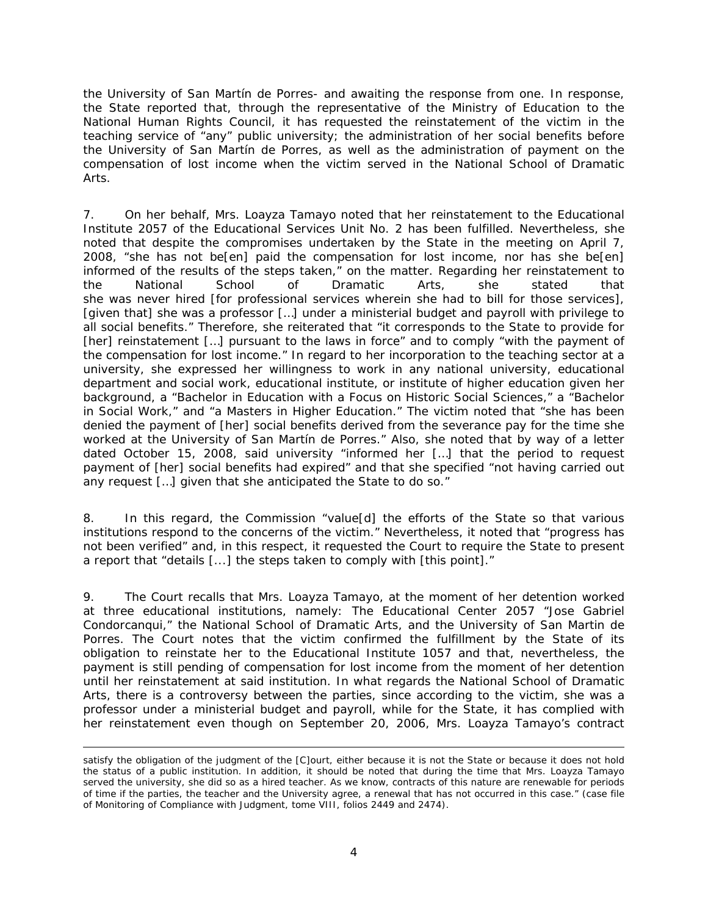the University of San Martín de Porres- and awaiting the response from one. In response, the State reported that, through the representative of the Ministry of Education to the National Human Rights Council, it has requested the reinstatement of the victim in the teaching service of "any" public university; the administration of her social benefits before the University of San Martín de Porres, as well as the administration of payment on the compensation of lost income when the victim served in the National School of Dramatic Arts.

7. On her behalf, Mrs. Loayza Tamayo noted that her reinstatement to the Educational Institute 2057 of the Educational Services Unit No. 2 has been fulfilled. Nevertheless, she noted that despite the compromises undertaken by the State in the meeting on April 7, 2008, "she has not be[en] paid the compensation for lost income, nor has she be[en] informed of the results of the steps taken," on the matter. Regarding her reinstatement to the National School of Dramatic Arts, she stated that she was never hired [for professional services wherein she had to bill for those services], [given that] she was a professor [...] under a ministerial budget and payroll with privilege to all social benefits." Therefore, she reiterated that "it corresponds to the State to provide for [her] reinstatement [...] pursuant to the laws in force" and to comply "with the payment of the compensation for lost income." In regard to her incorporation to the teaching sector at a university, she expressed her willingness to work in any national university, educational department and social work, educational institute, or institute of higher education given her background, a "Bachelor in Education with a Focus on Historic Social Sciences," a "Bachelor in Social Work," and "a Masters in Higher Education." The victim noted that "she has been denied the payment of [her] social benefits derived from the severance pay for the time she worked at the University of San Martín de Porres." Also, she noted that by way of a letter dated October 15, 2008, said university "informed her [...] that the period to request payment of [her] social benefits had expired" and that she specified "not having carried out any request [...] given that she anticipated the State to do so."

8. In this regard, the Commission "value[d] the efforts of the State so that various institutions respond to the concerns of the victim." Nevertheless, it noted that "progress has not been verified" and, in this respect, it requested the Court to require the State to present a report that "details [...] the steps taken to comply with [this point]."

9. The Court recalls that Mrs. Loayza Tamayo, at the moment of her detention worked at three educational institutions, namely: The Educational Center 2057 "Jose Gabriel Condorcanqui," the National School of Dramatic Arts, and the University of San Martin de Porres. The Court notes that the victim confirmed the fulfillment by the State of its obligation to reinstate her to the Educational Institute 1057 and that, nevertheless, the payment is still pending of compensation for lost income from the moment of her detention until her reinstatement at said institution. In what regards the National School of Dramatic Arts, there is a controversy between the parties, since according to the victim, she was a professor under a ministerial budget and payroll, while for the State, it has complied with her reinstatement even though on September 20, 2006, Mrs. Loayza Tamayo's contract

---

satisfy the obligation of the judgment of the [C]ourt, either because it is not the State or because it does not hold the status of a public institution. In addition, it should be noted that during the time that Mrs. Loayza Tamayo served the university, she did so as a hired teacher. As we know, contracts of this nature are renewable for periods of time if the parties, the teacher and the University agree, a renewal that has not occurred in this case." (case file of Monitoring of Compliance with Judgment, tome VIII, folios 2449 and 2474).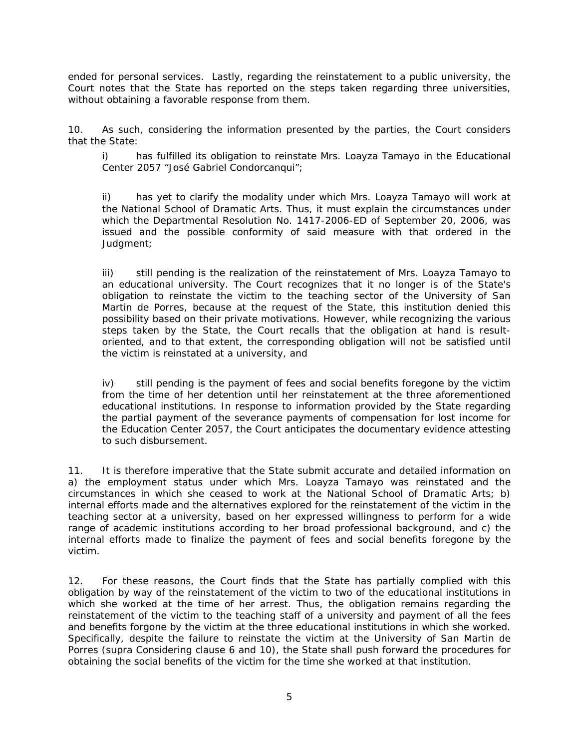ended for personal services. Lastly, regarding the reinstatement to a public university, the Court notes that the State has reported on the steps taken regarding three universities, without obtaining a favorable response from them.

10. As such, considering the information presented by the parties, the Court considers that the State:

> i) has fulfilled its obligation to reinstate Mrs. Loayza Tamayo in the Educational Center 2057 "José Gabriel Condorcanqui";
>
> ii) has yet to clarify the modality under which Mrs. Loayza Tamayo will work at the National School of Dramatic Arts. Thus, it must explain the circumstances under which the Departmental Resolution No. 1417-2006-ED of September 20, 2006, was issued and the possible conformity of said measure with that ordered in the Judgment;
>
> iii) still pending is the realization of the reinstatement of Mrs. Loayza Tamayo to an educational university. The Court recognizes that it no longer is of the State's obligation to reinstate the victim to the teaching sector of the University of San Martin de Porres, because at the request of the State, this institution denied this possibility based on their private motivations. However, while recognizing the various steps taken by the State, the Court recalls that the obligation at hand is result-oriented, and to that extent, the corresponding obligation will not be satisfied until the victim is reinstated at a university, and
>
> iv) still pending is the payment of fees and social benefits foregone by the victim from the time of her detention until her reinstatement at the three aforementioned educational institutions. In response to information provided by the State regarding the partial payment of the severance payments of compensation for lost income for the Education Center 2057, the Court anticipates the documentary evidence attesting to such disbursement.

11. It is therefore imperative that the State submit accurate and detailed information on a) the employment status under which Mrs. Loayza Tamayo was reinstated and the circumstances in which she ceased to work at the National School of Dramatic Arts; b) internal efforts made and the alternatives explored for the reinstatement of the victim in the teaching sector at a university, based on her expressed willingness to perform for a wide range of academic institutions according to her broad professional background, and c) the internal efforts made to finalize the payment of fees and social benefits foregone by the victim.

12. For these reasons, the Court finds that the State has partially complied with this obligation by way of the reinstatement of the victim to two of the educational institutions in which she worked at the time of her arrest. Thus, the obligation remains regarding the reinstatement of the victim to the teaching staff of a university and payment of all the fees and benefits forgone by the victim at the three educational institutions in which she worked. Specifically, despite the failure to reinstate the victim at the University of San Martin de Porres (supra Considering clause 6 and 10), the State shall push forward the procedures for obtaining the social benefits of the victim for the time she worked at that institution.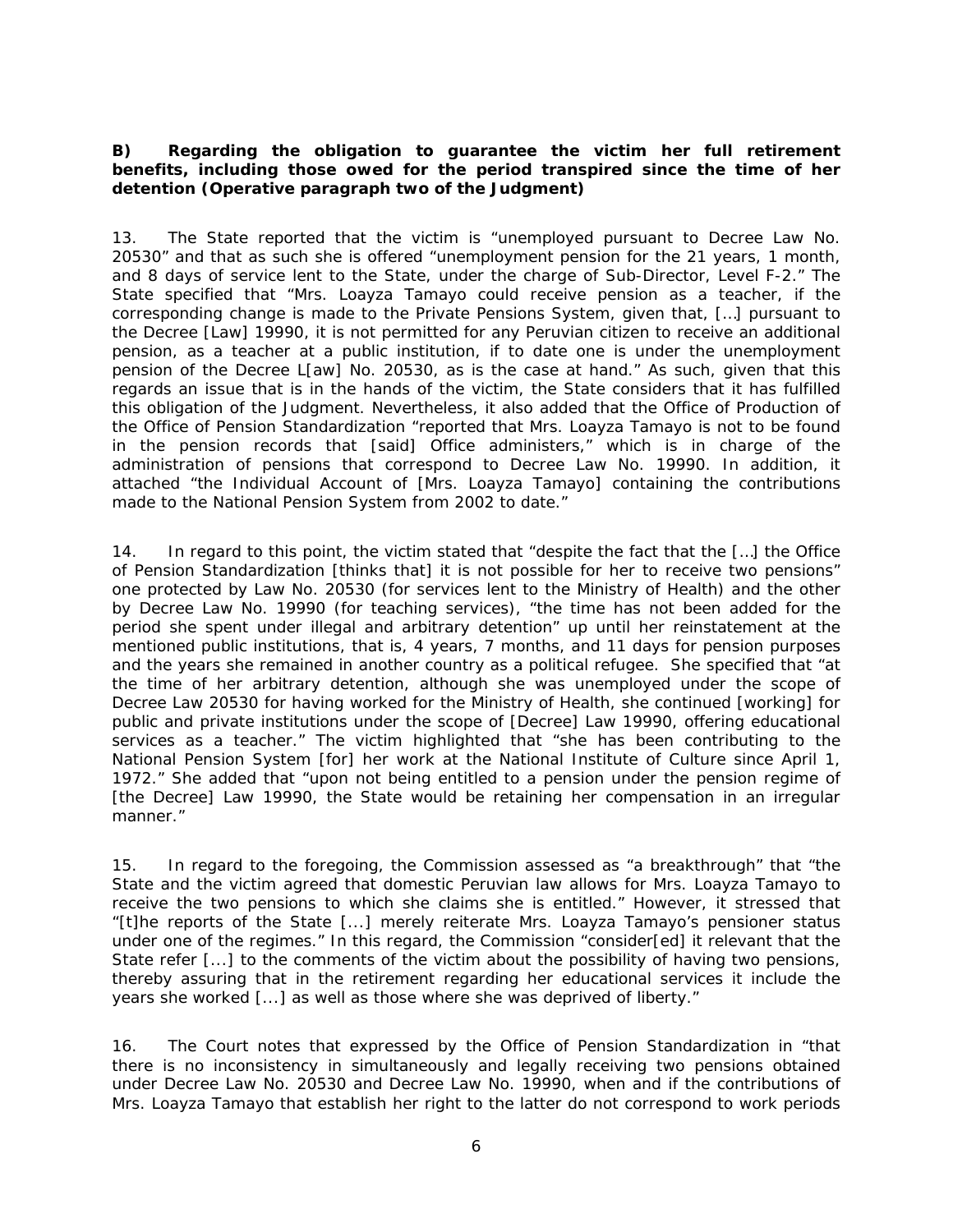**B) Regarding the obligation to guarantee the victim her full retirement benefits, including those owed for the period transpired since the time of her detention (Operative paragraph two of the Judgment)**

13. The State reported that the victim is "unemployed pursuant to Decree Law No. 20530" and that as such she is offered "unemployment pension for the 21 years, 1 month, and 8 days of service lent to the State, under the charge of Sub-Director, Level F-2." The State specified that "Mrs. Loayza Tamayo could receive pension as a teacher, if the corresponding change is made to the Private Pensions System, given that, […] pursuant to the Decree [Law] 19990, it is not permitted for any Peruvian citizen to receive an additional pension, as a teacher at a public institution, if to date one is under the unemployment pension of the Decree L[aw] No. 20530, as is the case at hand." As such, given that this regards an issue that is in the hands of the victim, the State considers that it has fulfilled this obligation of the Judgment. Nevertheless, it also added that the Office of Production of the Office of Pension Standardization "reported that Mrs. Loayza Tamayo is not to be found in the pension records that [said] Office administers," which is in charge of the administration of pensions that correspond to Decree Law No. 19990. In addition, it attached "the Individual Account of [Mrs. Loayza Tamayo] containing the contributions made to the National Pension System from 2002 to date."

14. In regard to this point, the victim stated that "despite the fact that the […] the Office of Pension Standardization [thinks that] it is not possible for her to receive two pensions" one protected by Law No. 20530 (for services lent to the Ministry of Health) and the other by Decree Law No. 19990 (for teaching services), "the time has not been added for the period she spent under illegal and arbitrary detention" up until her reinstatement at the mentioned public institutions, that is, 4 years, 7 months, and 11 days for pension purposes and the years she remained in another country as a political refugee. She specified that "at the time of her arbitrary detention, although she was unemployed under the scope of Decree Law 20530 for having worked for the Ministry of Health, she continued [working] for public and private institutions under the scope of [Decree] Law 19990, offering educational services as a teacher." The victim highlighted that "she has been contributing to the National Pension System [for] her work at the National Institute of Culture since April 1, 1972." She added that "upon not being entitled to a pension under the pension regime of [the Decree] Law 19990, the State would be retaining her compensation in an irregular manner."

15. In regard to the foregoing, the Commission assessed as "a breakthrough" that "the State and the victim agreed that domestic Peruvian law allows for Mrs. Loayza Tamayo to receive the two pensions to which she claims she is entitled." However, it stressed that "[t]he reports of the State [...] merely reiterate Mrs. Loayza Tamayo's pensioner status under one of the regimes." In this regard, the Commission "consider[ed] it relevant that the State refer [...] to the comments of the victim about the possibility of having two pensions, thereby assuring that in the retirement regarding her educational services it include the years she worked [...] as well as those where she was deprived of liberty."

16. The Court notes that expressed by the Office of Pension Standardization in "that there is no inconsistency in simultaneously and legally receiving two pensions obtained under Decree Law No. 20530 and Decree Law No. 19990, when and if the contributions of Mrs. Loayza Tamayo that establish her right to the latter do not correspond to work periods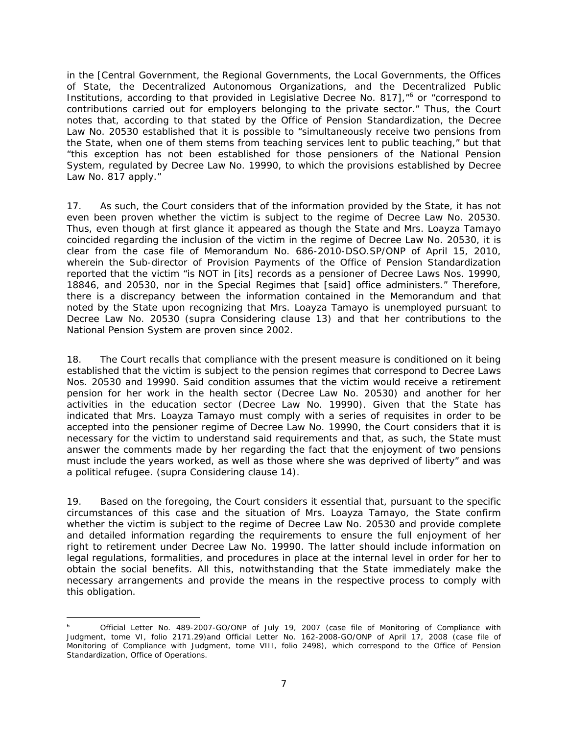in the [Central Government, the Regional Governments, the Local Governments, the Offices of State, the Decentralized Autonomous Organizations, and the Decentralized Public Institutions, according to that provided in Legislative Decree No. 817],"[6] or "correspond to contributions carried out for employers belonging to the private sector." Thus, the Court notes that, according to that stated by the Office of Pension Standardization, the Decree Law No. 20530 established that it is possible to "simultaneously receive two pensions from the State, when one of them stems from teaching services lent to public teaching," but that "this exception has not been established for those pensioners of the National Pension System, regulated by Decree Law No. 19990, to which the provisions established by Decree Law No. 817 apply."

17. As such, the Court considers that of the information provided by the State, it has not even been proven whether the victim is subject to the regime of Decree Law No. 20530. Thus, even though at first glance it appeared as though the State and Mrs. Loayza Tamayo coincided regarding the inclusion of the victim in the regime of Decree Law No. 20530, it is clear from the case file of Memorandum No. 686-2010-DSO.SP/ONP of April 15, 2010, wherein the Sub-director of Provision Payments of the Office of Pension Standardization reported that the victim "is NOT in [its] records as a pensioner of Decree Laws Nos. 19990, 18846, and 20530, nor in the Special Regimes that [said] office administers." Therefore, there is a discrepancy between the information contained in the Memorandum and that noted by the State upon recognizing that Mrs. Loayza Tamayo is unemployed pursuant to Decree Law No. 20530 (supra Considering clause 13) and that her contributions to the National Pension System are proven since 2002.

18. The Court recalls that compliance with the present measure is conditioned on it being established that the victim is subject to the pension regimes that correspond to Decree Laws Nos. 20530 and 19990. Said condition assumes that the victim would receive a retirement pension for her work in the health sector (Decree Law No. 20530) and another for her activities in the education sector (Decree Law No. 19990). Given that the State has indicated that Mrs. Loayza Tamayo must comply with a series of requisites in order to be accepted into the pensioner regime of Decree Law No. 19990, the Court considers that it is necessary for the victim to understand said requirements and that, as such, the State must answer the comments made by her regarding the fact that the enjoyment of two pensions must include the years worked, as well as those where she was deprived of liberty" and was a political refugee. (supra Considering clause 14).

19. Based on the foregoing, the Court considers it essential that, pursuant to the specific circumstances of this case and the situation of Mrs. Loayza Tamayo, the State confirm whether the victim is subject to the regime of Decree Law No. 20530 and provide complete and detailed information regarding the requirements to ensure the full enjoyment of her right to retirement under Decree Law No. 19990. The latter should include information on legal regulations, formalities, and procedures in place at the internal level in order for her to obtain the social benefits. All this, notwithstanding that the State immediately make the necessary arrangements and provide the means in the respective process to comply with this obligation.

---

[6] Official Letter No. 489-2007-GO/ONP of July 19, 2007 (case file of Monitoring of Compliance with Judgment, tome VI, folio 2171.29)and Official Letter No. 162-2008-GO/ONP of April 17, 2008 (case file of Monitoring of Compliance with Judgment, tome VIII, folio 2498), which correspond to the Office of Pension Standardization, Office of Operations.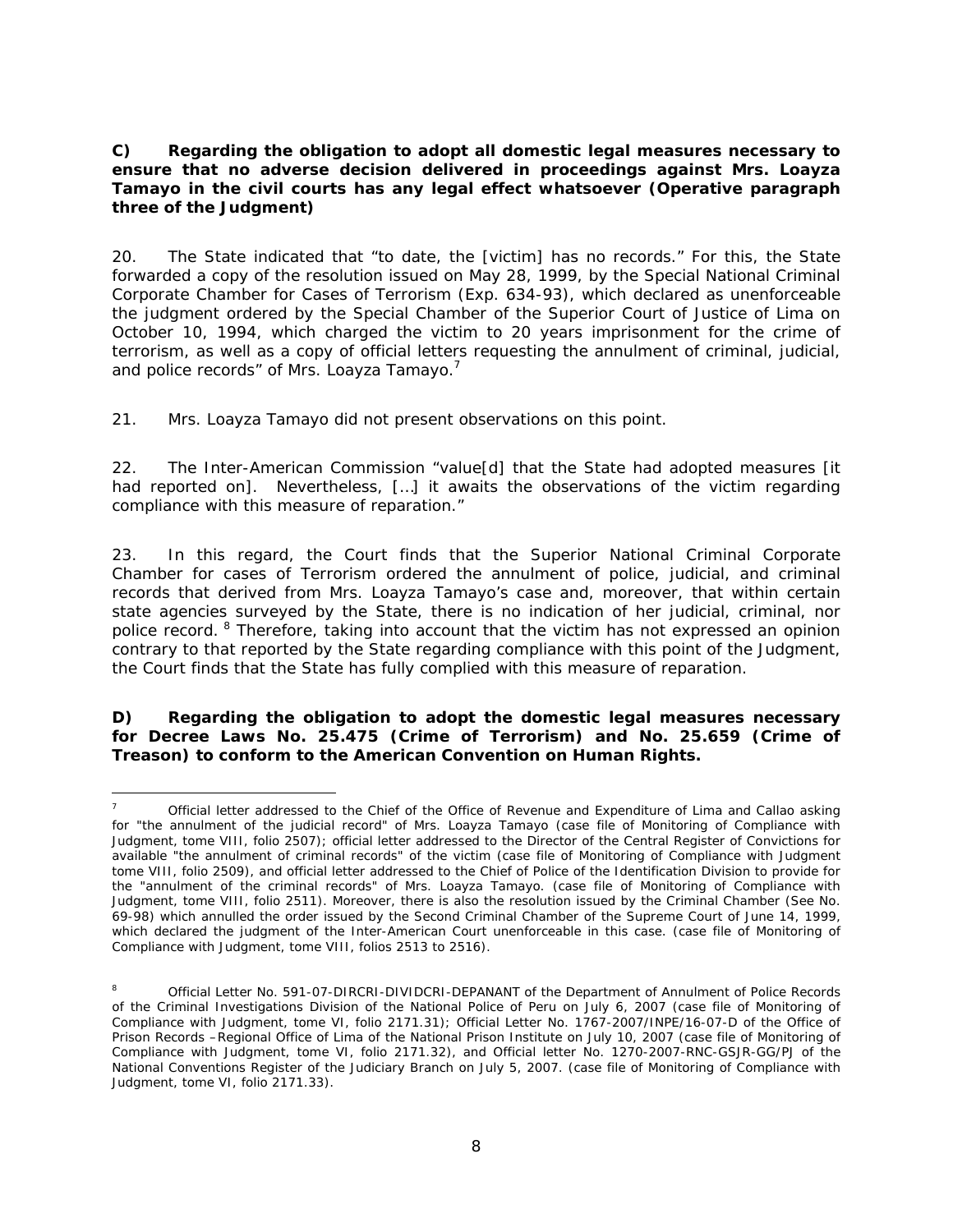**C) Regarding the obligation to adopt all domestic legal measures necessary to ensure that no adverse decision delivered in proceedings against Mrs. Loayza Tamayo in the civil courts has any legal effect whatsoever (Operative paragraph three of the Judgment)**

20. The State indicated that "to date, the [victim] has no records." For this, the State forwarded a copy of the resolution issued on May 28, 1999, by the Special National Criminal Corporate Chamber for Cases of Terrorism (Exp. 634-93), which declared as unenforceable the judgment ordered by the Special Chamber of the Superior Court of Justice of Lima on October 10, 1994, which charged the victim to 20 years imprisonment for the crime of terrorism, as well as a copy of official letters requesting the annulment of criminal, judicial, and police records" of Mrs. Loayza Tamayo.[7]

21. Mrs. Loayza Tamayo did not present observations on this point.

22. The Inter-American Commission "value[d] that the State had adopted measures [it had reported on]. Nevertheless, […] it awaits the observations of the victim regarding compliance with this measure of reparation."

23. In this regard, the Court finds that the Superior National Criminal Corporate Chamber for cases of Terrorism ordered the annulment of police, judicial, and criminal records that derived from Mrs. Loayza Tamayo's case and, moreover, that within certain state agencies surveyed by the State, there is no indication of her judicial, criminal, nor police record.[8] Therefore, taking into account that the victim has not expressed an opinion contrary to that reported by the State regarding compliance with this point of the Judgment, the Court finds that the State has fully complied with this measure of reparation.

**D) Regarding the obligation to adopt the domestic legal measures necessary for Decree Laws No. 25.475 (Crime of Terrorism) and No. 25.659 (Crime of Treason) to conform to the American Convention on Human Rights.**

---

[7] Official letter addressed to the Chief of the Office of Revenue and Expenditure of Lima and Callao asking for "the annulment of the judicial record" of Mrs. Loayza Tamayo (case file of Monitoring of Compliance with Judgment, tome VIII, folio 2507); official letter addressed to the Director of the Central Register of Convictions for available "the annulment of criminal records" of the victim (case file of Monitoring of Compliance with Judgment tome VIII, folio 2509), and official letter addressed to the Chief of Police of the Identification Division to provide for the "annulment of the criminal records" of Mrs. Loayza Tamayo. (case file of Monitoring of Compliance with Judgment, tome VIII, folio 2511). Moreover, there is also the resolution issued by the Criminal Chamber (See No. 69-98) which annulled the order issued by the Second Criminal Chamber of the Supreme Court of June 14, 1999, which declared the judgment of the Inter-American Court unenforceable in this case. (case file of Monitoring of Compliance with Judgment, tome VIII, folios 2513 to 2516).

[8] Official Letter No. 591-07-DIRCRI-DIVIDCRI-DEPANANT of the Department of Annulment of Police Records of the Criminal Investigations Division of the National Police of Peru on July 6, 2007 (case file of Monitoring of Compliance with Judgment, tome VI, folio 2171.31); Official Letter No. 1767-2007/INPE/16-07-D of the Office of Prison Records –Regional Office of Lima of the National Prison Institute on July 10, 2007 (case file of Monitoring of Compliance with Judgment, tome VI, folio 2171.32), and Official letter No. 1270-2007-RNC-GSJR-GG/PJ of the National Conventions Register of the Judiciary Branch on July 5, 2007. (case file of Monitoring of Compliance with Judgment, tome VI, folio 2171.33).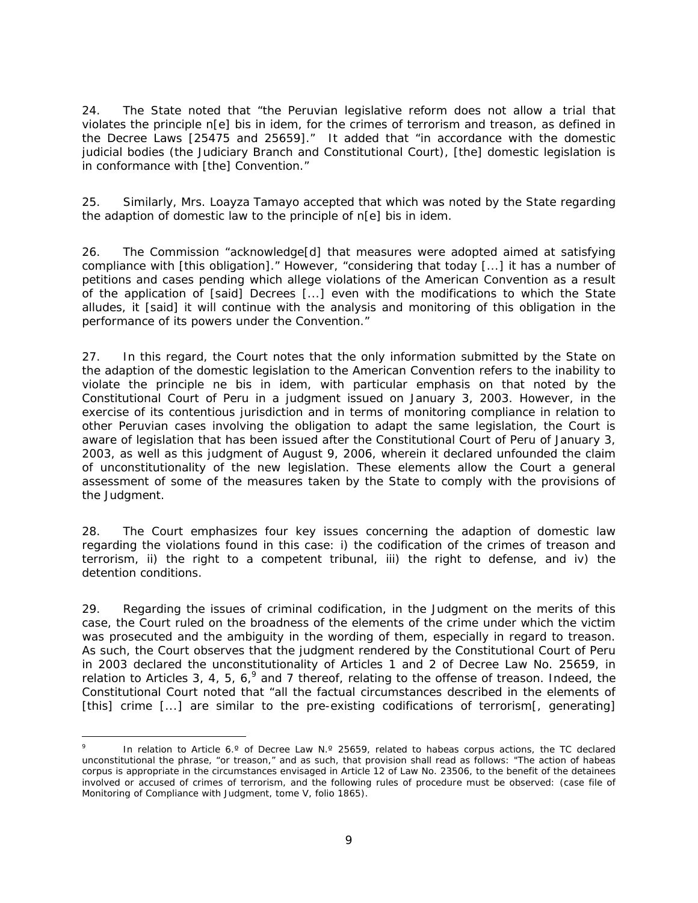24. The State noted that "the Peruvian legislative reform does not allow a trial that violates the principle n[e] bis in idem, for the crimes of terrorism and treason, as defined in the Decree Laws [25475 and 25659]." It added that "in accordance with the domestic judicial bodies (the Judiciary Branch and Constitutional Court), [the] domestic legislation is in conformance with [the] Convention."

25. Similarly, Mrs. Loayza Tamayo accepted that which was noted by the State regarding the adaption of domestic law to the principle of n[e] bis in idem.

26. The Commission "acknowledge[d] that measures were adopted aimed at satisfying compliance with [this obligation]." However, "considering that today [...] it has a number of petitions and cases pending which allege violations of the American Convention as a result of the application of [said] Decrees [...] even with the modifications to which the State alludes, it [said] it will continue with the analysis and monitoring of this obligation in the performance of its powers under the Convention."

27. In this regard, the Court notes that the only information submitted by the State on the adaption of the domestic legislation to the American Convention refers to the inability to violate the principle ne bis in idem, with particular emphasis on that noted by the Constitutional Court of Peru in a judgment issued on January 3, 2003. However, in the exercise of its contentious jurisdiction and in terms of monitoring compliance in relation to other Peruvian cases involving the obligation to adapt the same legislation, the Court is aware of legislation that has been issued after the Constitutional Court of Peru of January 3, 2003, as well as this judgment of August 9, 2006, wherein it declared unfounded the claim of unconstitutionality of the new legislation. These elements allow the Court a general assessment of some of the measures taken by the State to comply with the provisions of the Judgment.

28. The Court emphasizes four key issues concerning the adaption of domestic law regarding the violations found in this case: i) the codification of the crimes of treason and terrorism, ii) the right to a competent tribunal, iii) the right to defense, and iv) the detention conditions.

29. Regarding the issues of criminal codification, in the Judgment on the merits of this case, the Court ruled on the broadness of the elements of the crime under which the victim was prosecuted and the ambiguity in the wording of them, especially in regard to treason. As such, the Court observes that the judgment rendered by the Constitutional Court of Peru in 2003 declared the unconstitutionality of Articles 1 and 2 of Decree Law No. 25659, in relation to Articles 3, 4, 5, 6,[9] and 7 thereof, relating to the offense of treason. Indeed, the Constitutional Court noted that "all the factual circumstances described in the elements of [this] crime [...] are similar to the pre-existing codifications of terrorism[, generating]

---

[9] In relation to Article 6.º of Decree Law N.º 25659, related to habeas corpus actions, the TC declared unconstitutional the phrase, "or treason," and as such, that provision shall read as follows: "The action of habeas corpus is appropriate in the circumstances envisaged in Article 12 of Law No. 23506, to the benefit of the detainees involved or accused of crimes of terrorism, and the following rules of procedure must be observed: (case file of Monitoring of Compliance with Judgment, tome V, folio 1865).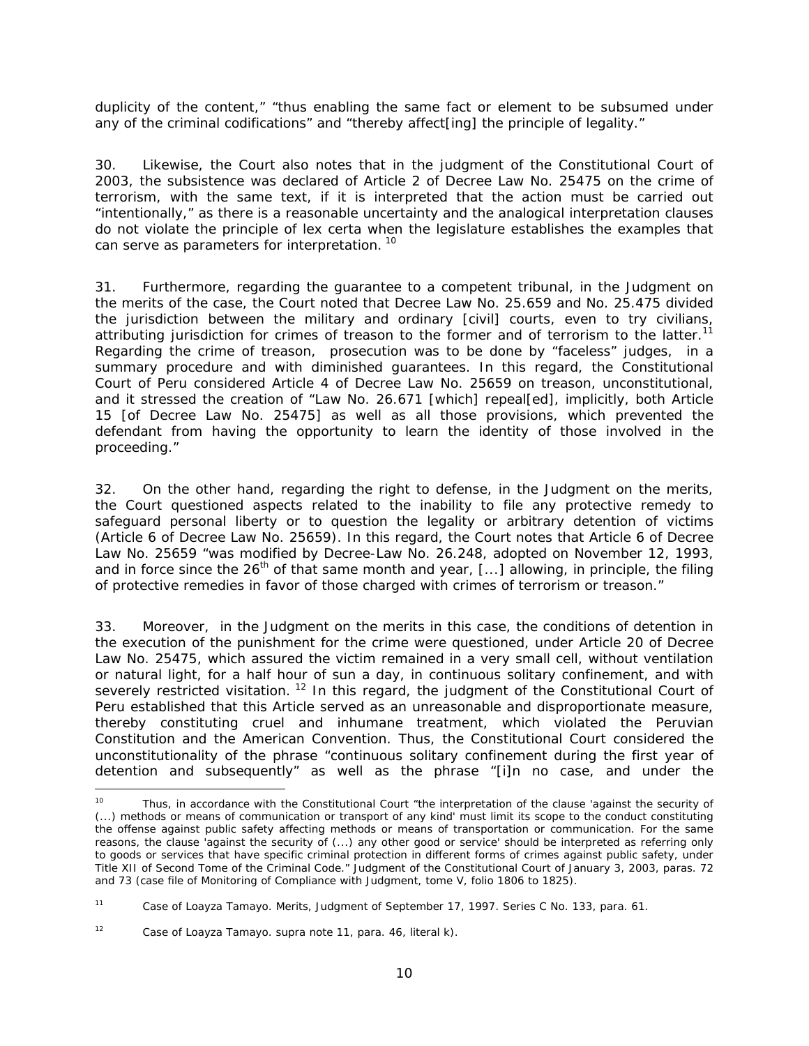duplicity of the content," "thus enabling the same fact or element to be subsumed under any of the criminal codifications" and "thereby affect[ing] the principle of legality."

30. Likewise, the Court also notes that in the judgment of the Constitutional Court of 2003, the subsistence was declared of Article 2 of Decree Law No. 25475 on the crime of terrorism, with the same text, if it is interpreted that the action must be carried out "intentionally," as there is a reasonable uncertainty and the analogical interpretation clauses do not violate the principle of lex certa when the legislature establishes the examples that can serve as parameters for interpretation. [10]

31. Furthermore, regarding the guarantee to a competent tribunal, in the Judgment on the merits of the case, the Court noted that Decree Law No. 25.659 and No. 25.475 divided the jurisdiction between the military and ordinary [civil] courts, even to try civilians, attributing jurisdiction for crimes of treason to the former and of terrorism to the latter.[11] Regarding the crime of treason, prosecution was to be done by "faceless" judges, in a summary procedure and with diminished guarantees. In this regard, the Constitutional Court of Peru considered Article 4 of Decree Law No. 25659 on treason, unconstitutional, and it stressed the creation of "Law No. 26.671 [which] repeal[ed], implicitly, both Article 15 [of Decree Law No. 25475] as well as all those provisions, which prevented the defendant from having the opportunity to learn the identity of those involved in the proceeding."

32. On the other hand, regarding the right to defense, in the Judgment on the merits, the Court questioned aspects related to the inability to file any protective remedy to safeguard personal liberty or to question the legality or arbitrary detention of victims (Article 6 of Decree Law No. 25659). In this regard, the Court notes that Article 6 of Decree Law No. 25659 "was modified by Decree-Law No. 26.248, adopted on November 12, 1993, and in force since the 26th of that same month and year, [...] allowing, in principle, the filing of protective remedies in favor of those charged with crimes of terrorism or treason."

33. Moreover, in the Judgment on the merits in this case, the conditions of detention in the execution of the punishment for the crime were questioned, under Article 20 of Decree Law No. 25475, which assured the victim remained in a very small cell, without ventilation or natural light, for a half hour of sun a day, in continuous solitary confinement, and with severely restricted visitation. [12] In this regard, the judgment of the Constitutional Court of Peru established that this Article served as an unreasonable and disproportionate measure, thereby constituting cruel and inhumane treatment, which violated the Peruvian Constitution and the American Convention. Thus, the Constitutional Court considered the unconstitutionality of the phrase "continuous solitary confinement during the first year of detention and subsequently" as well as the phrase "[i]n no case, and under the

---

[10] Thus, in accordance with the Constitutional Court "the interpretation of the clause 'against the security of (...) methods or means of communication or transport of any kind' must limit its scope to the conduct constituting the offense against public safety affecting methods or means of transportation or communication. For the same reasons, the clause 'against the security of (...) any other good or service' should be interpreted as referring only to goods or services that have specific criminal protection in different forms of crimes against public safety, under Title XII of Second Tome of the Criminal Code." Judgment of the Constitutional Court of January 3, 2003, paras. 72 and 73 (case file of Monitoring of Compliance with Judgment, tome V, folio 1806 to 1825).

[11] Case of Loayza Tamayo. Merits, Judgment of September 17, 1997. Series C No. 133, para. 61.

[12] Case of Loayza Tamayo. supra note 11, para. 46, literal k).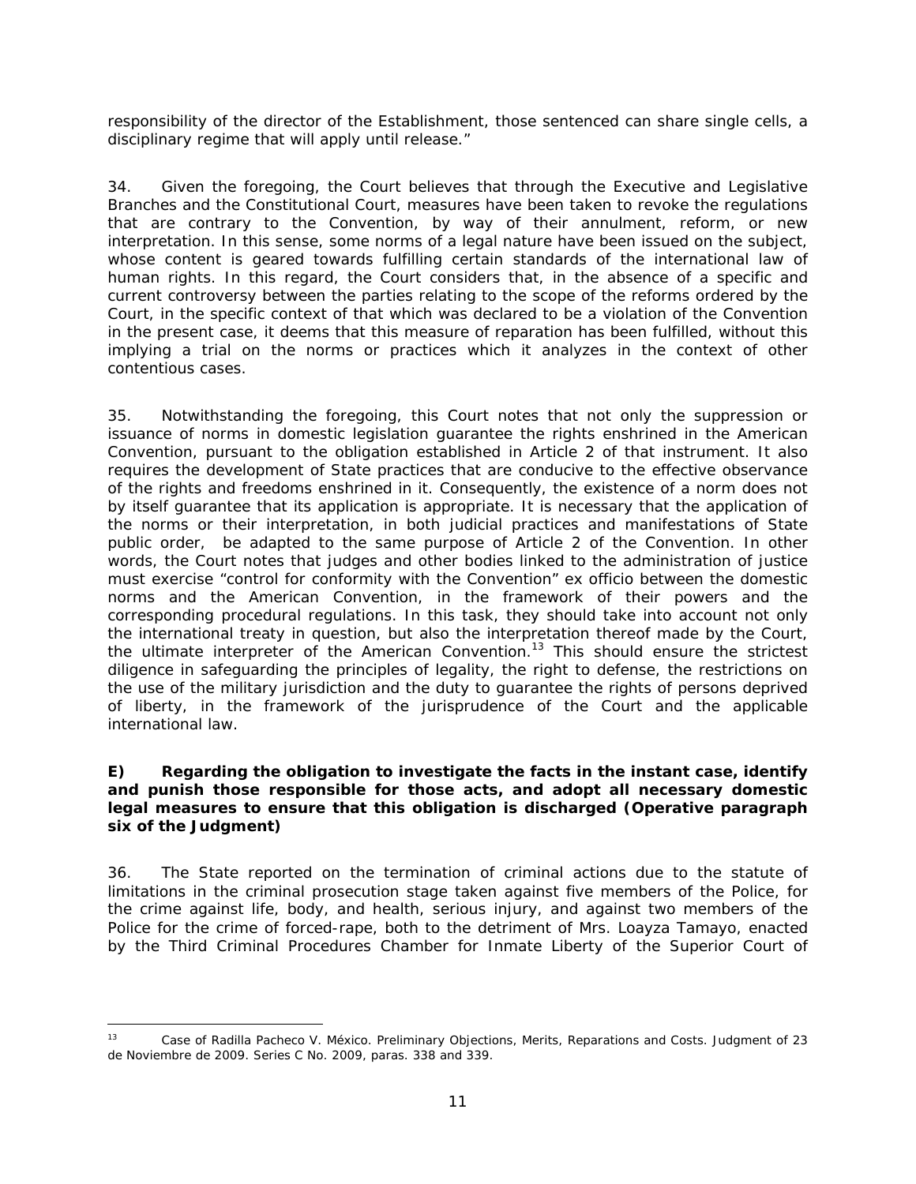responsibility of the director of the Establishment, those sentenced can share single cells, a disciplinary regime that will apply until release."

34. Given the foregoing, the Court believes that through the Executive and Legislative Branches and the Constitutional Court, measures have been taken to revoke the regulations that are contrary to the Convention, by way of their annulment, reform, or new interpretation. In this sense, some norms of a legal nature have been issued on the subject, whose content is geared towards fulfilling certain standards of the international law of human rights. In this regard, the Court considers that, in the absence of a specific and current controversy between the parties relating to the scope of the reforms ordered by the Court, in the specific context of that which was declared to be a violation of the Convention in the present case, it deems that this measure of reparation has been fulfilled, without this implying a trial on the norms or practices which it analyzes in the context of other contentious cases.

35. Notwithstanding the foregoing, this Court notes that not only the suppression or issuance of norms in domestic legislation guarantee the rights enshrined in the American Convention, pursuant to the obligation established in Article 2 of that instrument. It also requires the development of State practices that are conducive to the effective observance of the rights and freedoms enshrined in it. Consequently, the existence of a norm does not by itself guarantee that its application is appropriate. It is necessary that the application of the norms or their interpretation, in both judicial practices and manifestations of State public order, be adapted to the same purpose of Article 2 of the Convention. In other words, the Court notes that judges and other bodies linked to the administration of justice must exercise "control for conformity with the Convention" ex officio between the domestic norms and the American Convention, in the framework of their powers and the corresponding procedural regulations. In this task, they should take into account not only the international treaty in question, but also the interpretation thereof made by the Court, the ultimate interpreter of the American Convention.[13] This should ensure the strictest diligence in safeguarding the principles of legality, the right to defense, the restrictions on the use of the military jurisdiction and the duty to guarantee the rights of persons deprived of liberty, in the framework of the jurisprudence of the Court and the applicable international law.

### E) Regarding the obligation to investigate the facts in the instant case, identify and punish those responsible for those acts, and adopt all necessary domestic legal measures to ensure that this obligation is discharged (Operative paragraph six of the Judgment)

36. The State reported on the termination of criminal actions due to the statute of limitations in the criminal prosecution stage taken against five members of the Police, for the crime against life, body, and health, serious injury, and against two members of the Police for the crime of forced-rape, both to the detriment of Mrs. Loayza Tamayo, enacted by the Third Criminal Procedures Chamber for Inmate Liberty of the Superior Court of

---

[13] Case of Radilla Pacheco V. México. Preliminary Objections, Merits, Reparations and Costs. Judgment of 23 de Noviembre de 2009. Series C No. 2009, paras. 338 and 339.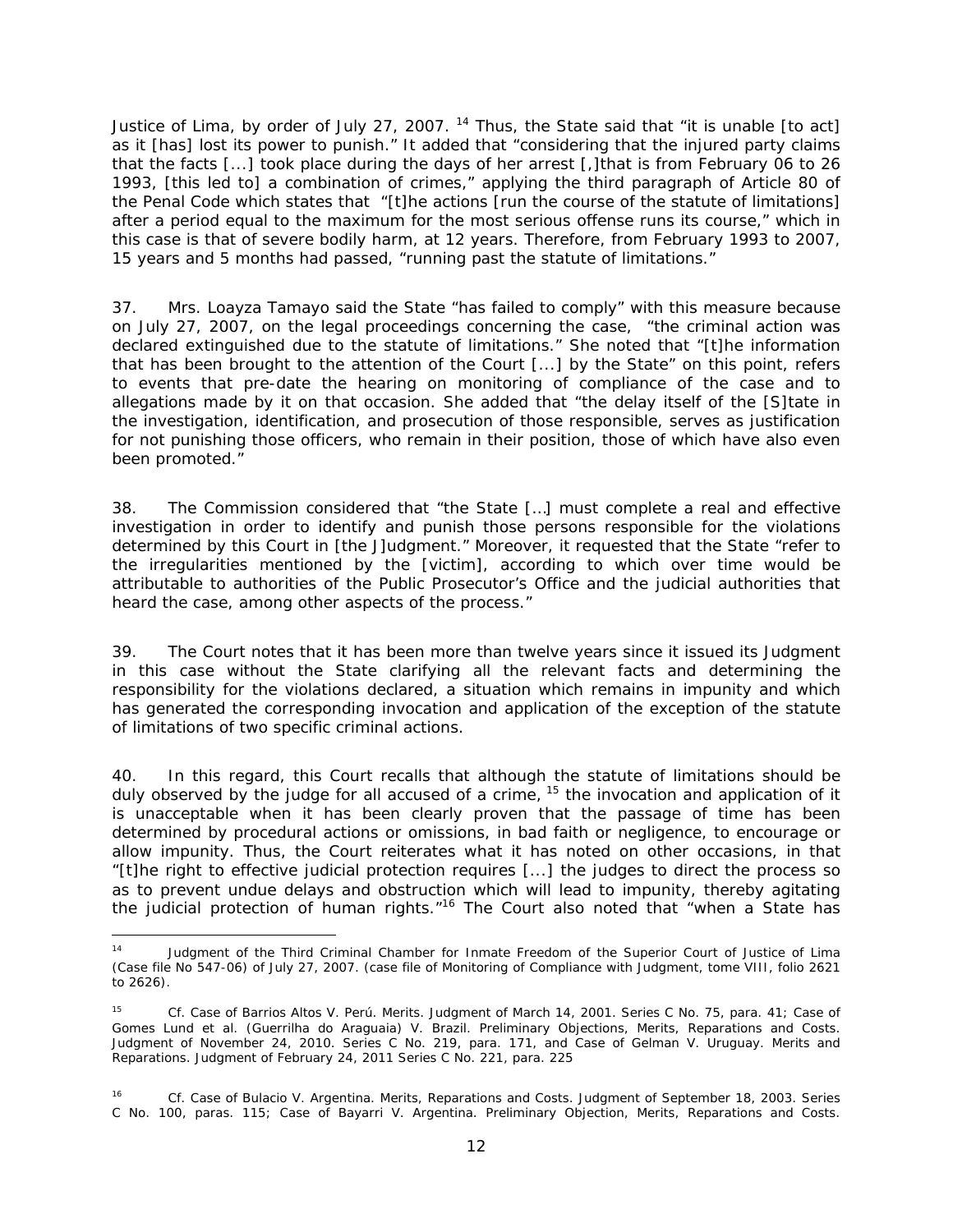Justice of Lima, by order of July 27, 2007. [14] Thus, the State said that "it is unable [to act] as it [has] lost its power to punish." It added that "considering that the injured party claims that the facts [...] took place during the days of her arrest [,]that is from February 06 to 26 1993, [this led to] a combination of crimes," applying the third paragraph of Article 80 of the Penal Code which states that "[t]he actions [run the course of the statute of limitations] after a period equal to the maximum for the most serious offense runs its course," which in this case is that of severe bodily harm, at 12 years. Therefore, from February 1993 to 2007, 15 years and 5 months had passed, "running past the statute of limitations."

37. Mrs. Loayza Tamayo said the State "has failed to comply" with this measure because on July 27, 2007, on the legal proceedings concerning the case, "the criminal action was declared extinguished due to the statute of limitations." She noted that "[t]he information that has been brought to the attention of the Court [...] by the State" on this point, refers to events that pre-date the hearing on monitoring of compliance of the case and to allegations made by it on that occasion. She added that "the delay itself of the [S]tate in the investigation, identification, and prosecution of those responsible, serves as justification for not punishing those officers, who remain in their position, those of which have also even been promoted."

38. The Commission considered that "the State […] must complete a real and effective investigation in order to identify and punish those persons responsible for the violations determined by this Court in [the J]udgment." Moreover, it requested that the State "refer to the irregularities mentioned by the [victim], according to which over time would be attributable to authorities of the Public Prosecutor's Office and the judicial authorities that heard the case, among other aspects of the process."

39. The Court notes that it has been more than twelve years since it issued its Judgment in this case without the State clarifying all the relevant facts and determining the responsibility for the violations declared, a situation which remains in impunity and which has generated the corresponding invocation and application of the exception of the statute of limitations of two specific criminal actions.

40. In this regard, this Court recalls that although the statute of limitations should be duly observed by the judge for all accused of a crime, [15] the invocation and application of it is unacceptable when it has been clearly proven that the passage of time has been determined by procedural actions or omissions, in bad faith or negligence, to encourage or allow impunity. Thus, the Court reiterates what it has noted on other occasions, in that "[t]he right to effective judicial protection requires [...] the judges to direct the process so as to prevent undue delays and obstruction which will lead to impunity, thereby agitating the judicial protection of human rights."[16] The Court also noted that "when a State has

---

[14] Judgment of the Third Criminal Chamber for Inmate Freedom of the Superior Court of Justice of Lima (Case file No 547-06) of July 27, 2007. (case file of Monitoring of Compliance with Judgment, tome VIII, folio 2621 to 2626).

[15] *Cf. Case of Barrios Altos V. Perú. Merits.* Judgment of March 14, 2001. Series C No. 75, para. 41; *Case of Gomes Lund et al. (Guerrilha do Araguaia) V. Brazil. Preliminary Objections, Merits, Reparations and Costs.* Judgment of November 24, 2010. Series C No. 219, para. 171, and *Case of Gelman V. Uruguay. Merits and Reparations.* Judgment of February 24, 2011 Series C No. 221, para. 225

[16] *Cf. Case of Bulacio V. Argentina. Merits, Reparations and Costs.* Judgment of September 18, 2003. Series C No. 100, paras. 115; *Case of Bayarri V. Argentina. Preliminary Objection, Merits, Reparations and Costs.*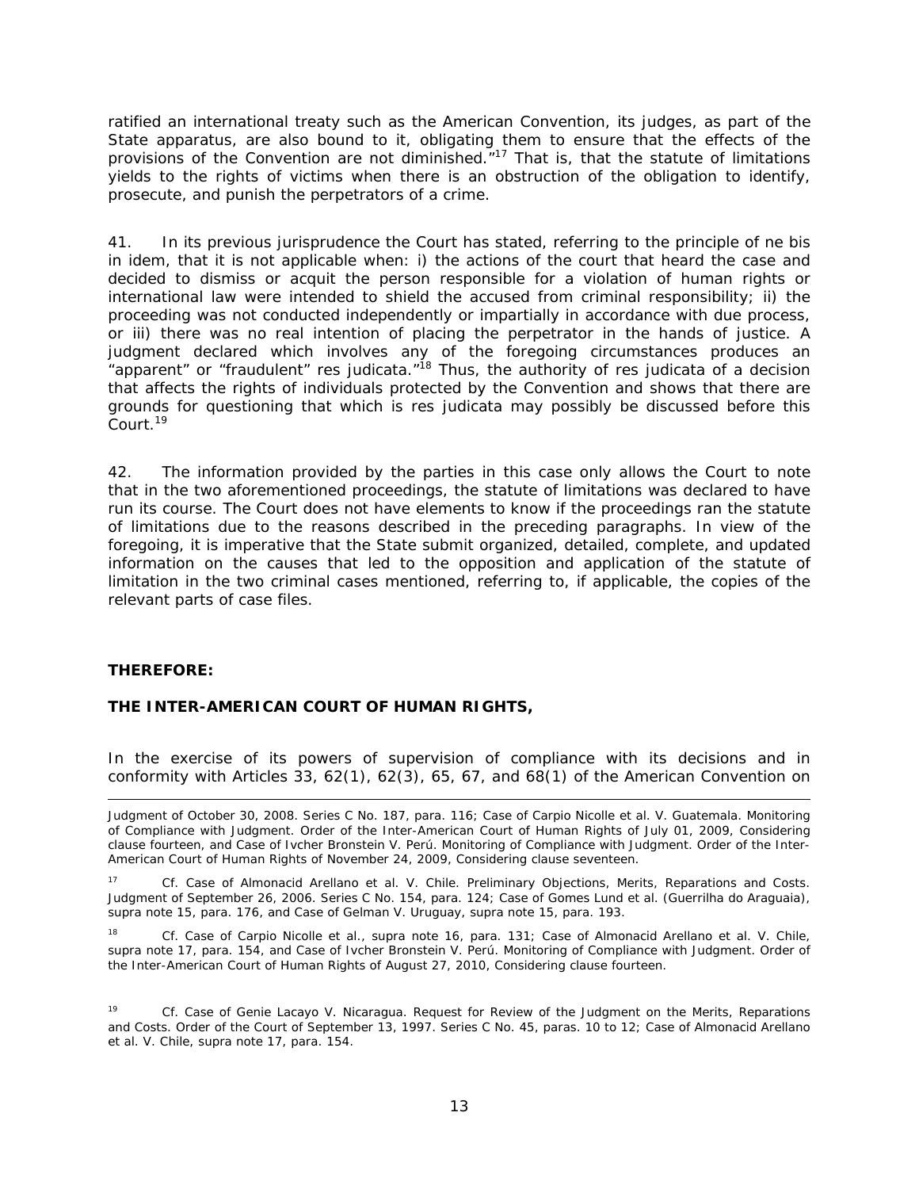ratified an international treaty such as the American Convention, its judges, as part of the State apparatus, are also bound to it, obligating them to ensure that the effects of the provisions of the Convention are not diminished."[17] That is, that the statute of limitations yields to the rights of victims when there is an obstruction of the obligation to identify, prosecute, and punish the perpetrators of a crime.

41. In its previous jurisprudence the Court has stated, referring to the principle of ne bis in idem, that it is not applicable when: i) the actions of the court that heard the case and decided to dismiss or acquit the person responsible for a violation of human rights or international law were intended to shield the accused from criminal responsibility; ii) the proceeding was not conducted independently or impartially in accordance with due process, or iii) there was no real intention of placing the perpetrator in the hands of justice. A judgment declared which involves any of the foregoing circumstances produces an "apparent" or "fraudulent" res judicata."[18] Thus, the authority of res judicata of a decision that affects the rights of individuals protected by the Convention and shows that there are grounds for questioning that which is res judicata may possibly be discussed before this Court.[19]

42. The information provided by the parties in this case only allows the Court to note that in the two aforementioned proceedings, the statute of limitations was declared to have run its course. The Court does not have elements to know if the proceedings ran the statute of limitations due to the reasons described in the preceding paragraphs. In view of the foregoing, it is imperative that the State submit organized, detailed, complete, and updated information on the causes that led to the opposition and application of the statute of limitation in the two criminal cases mentioned, referring to, if applicable, the copies of the relevant parts of case files.

**THEREFORE:**

**THE INTER-AMERICAN COURT OF HUMAN RIGHTS,**

In the exercise of its powers of supervision of compliance with its decisions and in conformity with Articles 33, 62(1), 62(3), 65, 67, and 68(1) of the American Convention on

---

Judgment of October 30, 2008. Series C No. 187, para. 116; Case of Carpio Nicolle et al. V. Guatemala. Monitoring of Compliance with Judgment. Order of the Inter-American Court of Human Rights of July 01, 2009, Considering clause fourteen, and Case of Ivcher Bronstein V. Perú. Monitoring of Compliance with Judgment. Order of the Inter-American Court of Human Rights of November 24, 2009, Considering clause seventeen.

[17] Cf. Case of Almonacid Arellano et al. V. Chile. Preliminary Objections, Merits, Reparations and Costs. Judgment of September 26, 2006. Series C No. 154, para. 124; Case of Gomes Lund et al. (Guerrilha do Araguaia), supra note 15, para. 176, and Case of Gelman V. Uruguay, supra note 15, para. 193.

[18] Cf. Case of Carpio Nicolle et al., supra note 16, para. 131; Case of Almonacid Arellano et al. V. Chile, supra note 17, para. 154, and Case of Ivcher Bronstein V. Perú. Monitoring of Compliance with Judgment. Order of the Inter-American Court of Human Rights of August 27, 2010, Considering clause fourteen.

[19] Cf. Case of Genie Lacayo V. Nicaragua. Request for Review of the Judgment on the Merits, Reparations and Costs. Order of the Court of September 13, 1997. Series C No. 45, paras. 10 to 12; Case of Almonacid Arellano et al. V. Chile, supra note 17, para. 154.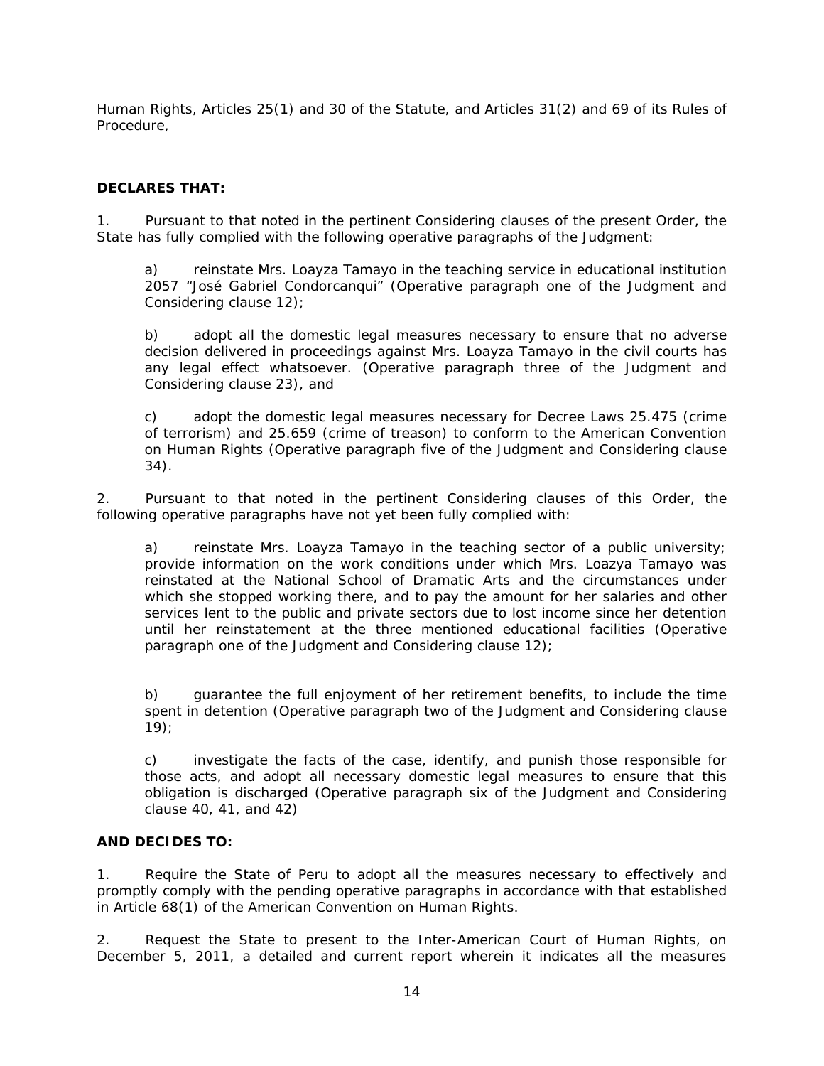Human Rights, Articles 25(1) and 30 of the Statute, and Articles 31(2) and 69 of its Rules of Procedure,

**DECLARES THAT:**

1. Pursuant to that noted in the pertinent Considering clauses of the present Order, the State has fully complied with the following operative paragraphs of the Judgment:

   a) reinstate Mrs. Loayza Tamayo in the teaching service in educational institution 2057 "José Gabriel Condorcanqui" (Operative paragraph one of the Judgment and Considering clause 12);

   b) adopt all the domestic legal measures necessary to ensure that no adverse decision delivered in proceedings against Mrs. Loayza Tamayo in the civil courts has any legal effect whatsoever. (Operative paragraph three of the Judgment and Considering clause 23), and

   c) adopt the domestic legal measures necessary for Decree Laws 25.475 (crime of terrorism) and 25.659 (crime of treason) to conform to the American Convention on Human Rights (Operative paragraph five of the Judgment and Considering clause 34).

2. Pursuant to that noted in the pertinent Considering clauses of this Order, the following operative paragraphs have not yet been fully complied with:

   a) reinstate Mrs. Loayza Tamayo in the teaching sector of a public university; provide information on the work conditions under which Mrs. Loazya Tamayo was reinstated at the National School of Dramatic Arts and the circumstances under which she stopped working there, and to pay the amount for her salaries and other services lent to the public and private sectors due to lost income since her detention until her reinstatement at the three mentioned educational facilities (Operative paragraph one of the Judgment and Considering clause 12);

   b) guarantee the full enjoyment of her retirement benefits, to include the time spent in detention (Operative paragraph two of the Judgment and Considering clause 19);

   c) investigate the facts of the case, identify, and punish those responsible for those acts, and adopt all necessary domestic legal measures to ensure that this obligation is discharged (Operative paragraph six of the Judgment and Considering clause 40, 41, and 42)

**AND DECIDES TO:**

1. Require the State of Peru to adopt all the measures necessary to effectively and promptly comply with the pending operative paragraphs in accordance with that established in Article 68(1) of the American Convention on Human Rights.

2. Request the State to present to the Inter-American Court of Human Rights, on December 5, 2011, a detailed and current report wherein it indicates all the measures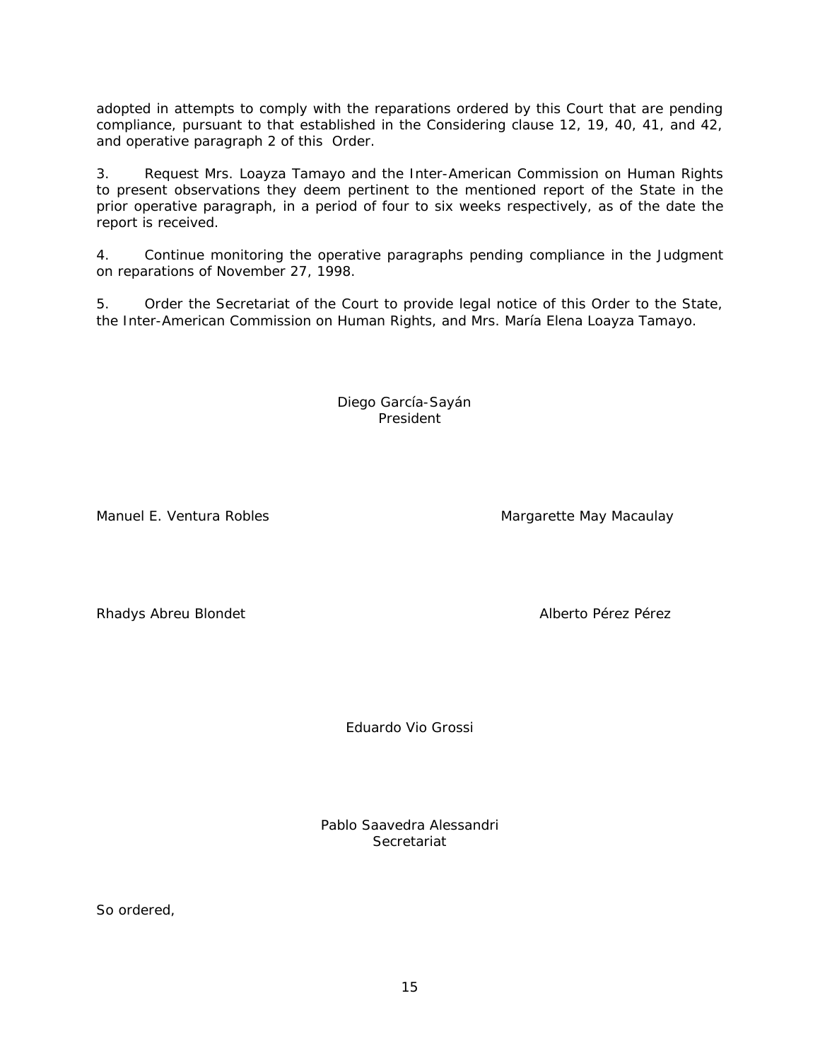adopted in attempts to comply with the reparations ordered by this Court that are pending compliance, pursuant to that established in the Considering clause 12, 19, 40, 41, and 42, and operative paragraph 2 of this Order.

3. Request Mrs. Loayza Tamayo and the Inter-American Commission on Human Rights to present observations they deem pertinent to the mentioned report of the State in the prior operative paragraph, in a period of four to six weeks respectively, as of the date the report is received.

4. Continue monitoring the operative paragraphs pending compliance in the Judgment on reparations of November 27, 1998.

5. Order the Secretariat of the Court to provide legal notice of this Order to the State, the Inter-American Commission on Human Rights, and Mrs. María Elena Loayza Tamayo.

Diego García-Sayán
President

Manuel E. Ventura Robles

Margarette May Macaulay

Rhadys Abreu Blondet

Alberto Pérez Pérez

Eduardo Vio Grossi

Pablo Saavedra Alessandri
Secretariat

So ordered,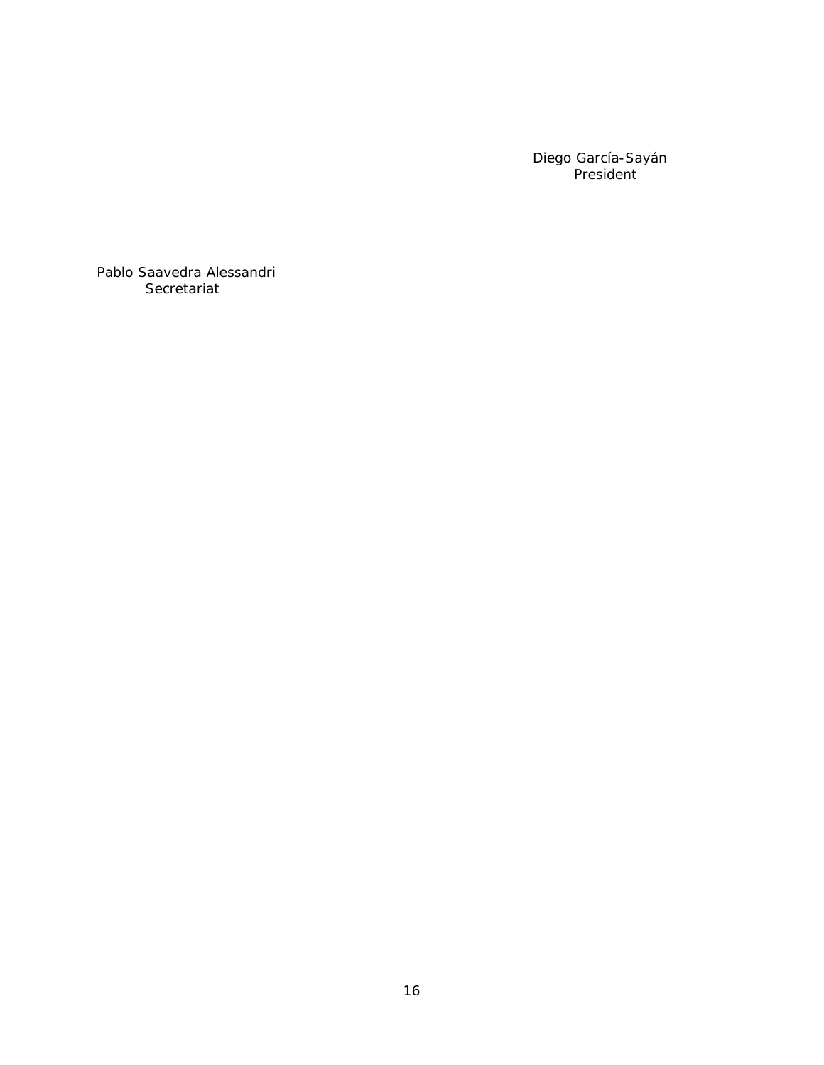Diego García-Sayán
President

Pablo Saavedra Alessandri
Secretariat